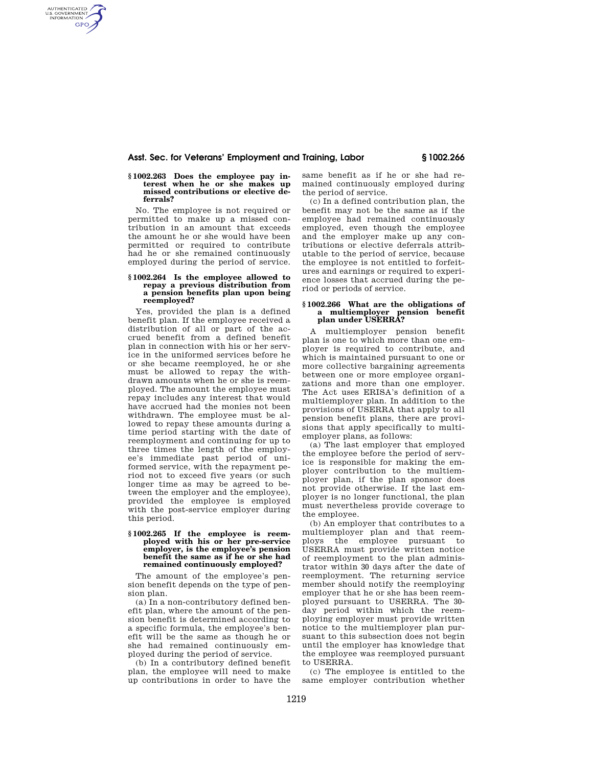### § 1002.263 Does the employee pay interest when he or she makes up missed contributions or elective deferrals?

No. The employee is not required or permitted to make up a missed contribution in an amount that exceeds the amount he or she would have been permitted or required to contribute had he or she remained continuously employed during the period of service.

### § 1002.264 Is the employee allowed to repay a previous distribution from a pension benefits plan upon being reemployed?

Yes, provided the plan is a defined benefit plan. If the employee received a distribution of all or part of the accrued benefit from a defined benefit plan in connection with his or her service in the uniformed services before he or she became reemployed, he or she must be allowed to repay the withdrawn amounts when he or she is reemployed. The amount the employee must repay includes any interest that would have accrued had the monies not been withdrawn. The employee must be allowed to repay these amounts during a time period starting with the date of reemployment and continuing for up to three times the length of the employee's immediate past period of uniformed service, with the repayment period not to exceed five years (or such longer time as may be agreed to between the employer and the employee), provided the employee is employed with the post-service employer during this period.

### § 1002.265 If the employee is reemployed with his or her pre-service employer, is the employee's pension benefit the same as if he or she had remained continuously employed?

The amount of the employee's pension benefit depends on the type of pension plan.

(a) In a non-contributory defined benefit plan, where the amount of the pension benefit is determined according to a specific formula, the employee's benefit will be the same as though he or she had remained continuously employed during the period of service.

(b) In a contributory defined benefit plan, the employee will need to make up contributions in order to have the same benefit as if he or she had remained continuously employed during the period of service.

(c) In a defined contribution plan, the benefit may not be the same as if the employee had remained continuously employed, even though the employee and the employer make up any contributions or elective deferrals attributable to the period of service, because the employee is not entitled to forfeitures and earnings or required to experience losses that accrued during the period or periods of service.

### § 1002.266 What are the obligations of a multiemployer pension benefit plan under USERRA?

A multiemployer pension benefit plan is one to which more than one employer is required to contribute, and which is maintained pursuant to one or more collective bargaining agreements between one or more employee organizations and more than one employer. The Act uses ERISA's definition of a multiemployer plan. In addition to the provisions of USERRA that apply to all pension benefit plans, there are provisions that apply specifically to multiemployer plans, as follows:

(a) The last employer that employed the employee before the period of service is responsible for making the employer contribution to the multiemployer plan, if the plan sponsor does not provide otherwise. If the last employer is no longer functional, the plan must nevertheless provide coverage to the employee.

(b) An employer that contributes to a multiemployer plan and that reemploys the employee pursuant to USERRA must provide written notice of reemployment to the plan administrator within 30 days after the date of reemployment. The returning service member should notify the reemploying employer that he or she has been reemployed pursuant to USERRA. The 30-day period within which the reemploying employer must provide written notice to the multiemployer plan pursuant to this subsection does not begin until the employer has knowledge that the employee was reemployed pursuant to USERRA.

(c) The employee is entitled to the same employer contribution whether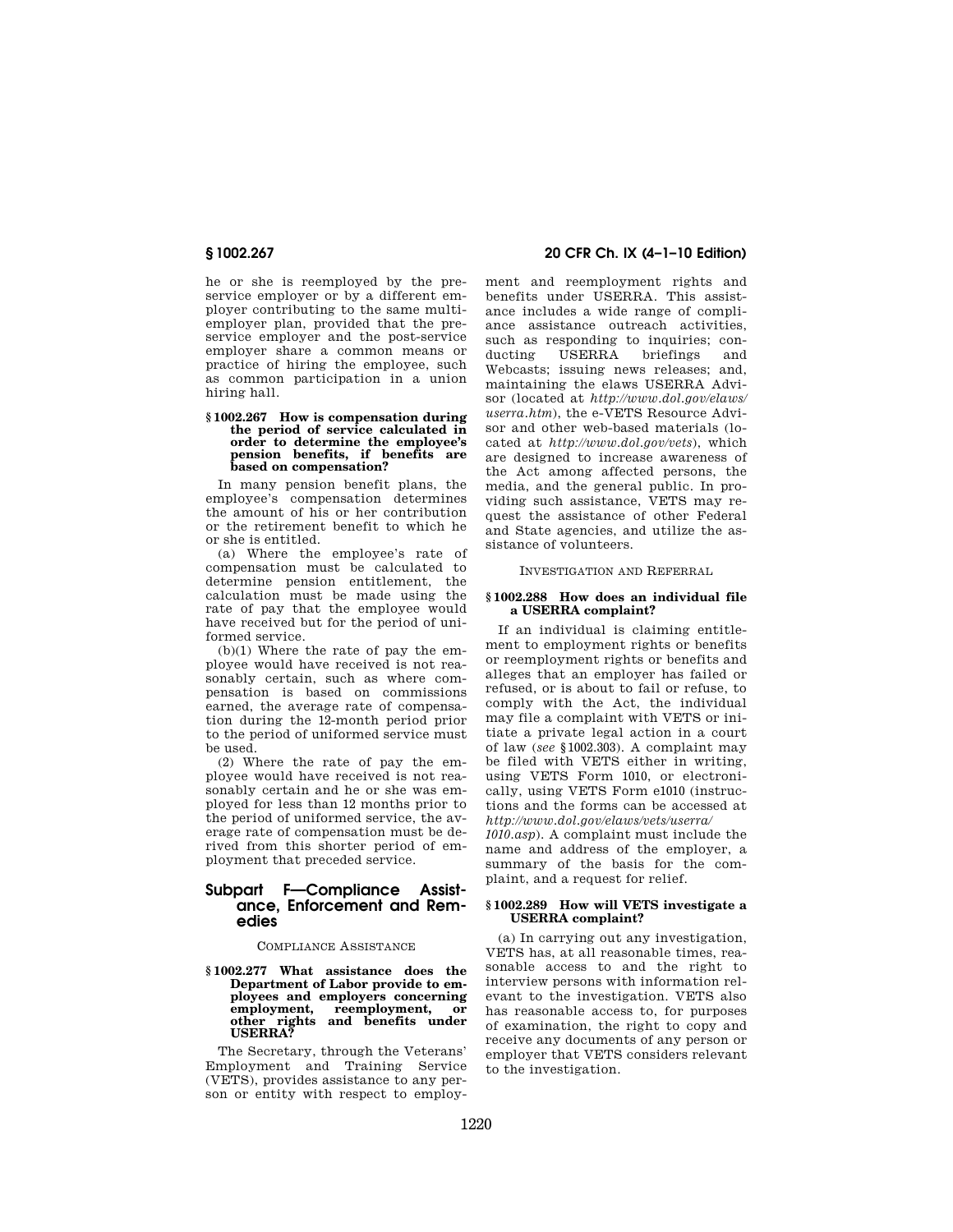he or she is reemployed by the pre-service employer or by a different employer contributing to the same multi-employer plan, provided that the pre-service employer and the post-service employer share a common means or practice of hiring the employee, such as common participation in a union hiring hall.

### § 1002.267 How is compensation during the period of service calculated in order to determine the employee's pension benefits, if benefits are based on compensation?

In many pension benefit plans, the employee's compensation determines the amount of his or her contribution or the retirement benefit to which he or she is entitled.

(a) Where the employee's rate of compensation must be calculated to determine pension entitlement, the calculation must be made using the rate of pay that the employee would have received but for the period of uniformed service.

(b)(1) Where the rate of pay the employee would have received is not reasonably certain, such as where compensation is based on commissions earned, the average rate of compensation during the 12-month period prior to the period of uniformed service must be used.

(2) Where the rate of pay the employee would have received is not reasonably certain and he or she was employed for less than 12 months prior to the period of uniformed service, the average rate of compensation must be derived from this shorter period of employment that preceded service.

## Subpart F—Compliance Assistance, Enforcement and Remedies

COMPLIANCE ASSISTANCE

### § 1002.277 What assistance does the Department of Labor provide to employees and employers concerning employment, reemployment, or other rights and benefits under USERRA?

The Secretary, through the Veterans' Employment and Training Service (VETS), provides assistance to any person or entity with respect to employment and reemployment rights and benefits under USERRA. This assistance includes a wide range of compliance assistance outreach activities, such as responding to inquiries; conducting USERRA briefings and Webcasts; issuing news releases; and, maintaining the elaws USERRA Advisor (located at *http://www.dol.gov/elaws/userra.htm*), the e-VETS Resource Advisor and other web-based materials (located at *http://www.dol.gov/vets*), which are designed to increase awareness of the Act among affected persons, the media, and the general public. In providing such assistance, VETS may request the assistance of other Federal and State agencies, and utilize the assistance of volunteers.

INVESTIGATION AND REFERRAL

### § 1002.288 How does an individual file a USERRA complaint?

If an individual is claiming entitlement to employment rights or benefits or reemployment rights or benefits and alleges that an employer has failed or refused, or is about to fail or refuse, to comply with the Act, the individual may file a complaint with VETS or initiate a private legal action in a court of law (*see* § 1002.303). A complaint may be filed with VETS either in writing, using VETS Form 1010, or electronically, using VETS Form e1010 (instructions and the forms can be accessed at *http://www.dol.gov/elaws/vets/userra/1010.asp*). A complaint must include the name and address of the employer, a summary of the basis for the complaint, and a request for relief.

### § 1002.289 How will VETS investigate a USERRA complaint?

(a) In carrying out any investigation, VETS has, at all reasonable times, reasonable access to and the right to interview persons with information relevant to the investigation. VETS also has reasonable access to, for purposes of examination, the right to copy and receive any documents of any person or employer that VETS considers relevant to the investigation.